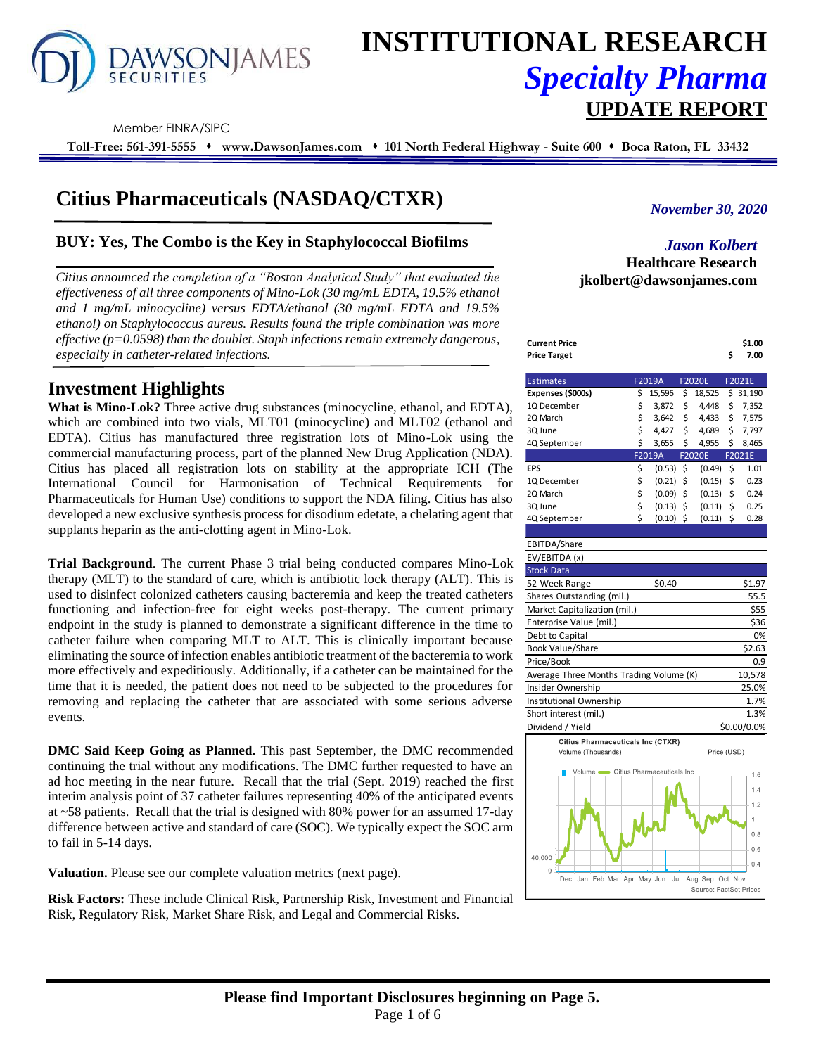# INSTITUTIONAL RESEARCH

## *Specialty Pharma*

## UPDATE REPORT

DAWSON JAMES SECURITIES

Member FINRA/SIPC

**Toll-Free: 561-391-5555 ♦ www.DawsonJames.com ♦ 101 North Federal Highway - Suite 600 ♦ Boca Raton, FL 33432**

# Citius Pharmaceuticals (NASDAQ/CTXR)

*November 30, 2020*

*Jason Kolbert*
**Healthcare Research**
**jkolbert@dawsonjames.com**

### BUY: Yes, The Combo is the Key in Staphylococcal Biofilms

*Citius announced the completion of a "Boston Analytical Study" that evaluated the effectiveness of all three components of Mino-Lok (30 mg/mL EDTA, 19.5% ethanol and 1 mg/mL minocycline) versus EDTA/ethanol (30 mg/mL EDTA and 19.5% ethanol) on Staphylococcus aureus. Results found the triple combination was more effective (p=0.0598) than the doublet. Staph infections remain extremely dangerous, especially in catheter-related infections.*

| | |
|---|---|
| **Current Price** | **$1.00** |
| **Price Target** | **$ 7.00** |

| Estimates | F2019A | F2020E | F2021E |
|---|---|---|---|
| **Expenses ($000s)** | $ 15,596 | $ 18,525 | $ 31,190 |
| 1Q December | $ 3,872 | $ 4,448 | $ 7,352 |
| 2Q March | $ 3,642 | $ 4,433 | $ 7,575 |
| 3Q June | $ 4,427 | $ 4,689 | $ 7,797 |
| 4Q September | $ 3,655 | $ 4,955 | $ 8,465 |
| | **F2019A** | **F2020E** | **F2021E** |
| **EPS** | $ (0.53) | $ (0.49) | $ 1.01 |
| 1Q December | $ (0.21) | $ (0.15) | $ 0.23 |
| 2Q March | $ (0.09) | $ (0.13) | $ 0.24 |
| 3Q June | $ (0.13) | $ (0.11) | $ 0.25 |
| 4Q September | $ (0.10) | $ (0.11) | $ 0.28 |

| | |
|---|---|
| EBITDA/Share | |
| EV/EBITDA (x) | |
| **Stock Data** | |
| 52-Week Range | $0.40 - $1.97 |
| Shares Outstanding (mil.) | 55.5 |
| Market Capitalization (mil.) | $55 |
| Enterprise Value (mil.) | $36 |
| Debt to Capital | 0% |
| Book Value/Share | $2.63 |
| Price/Book | 0.9 |
| Average Three Months Trading Volume (K) | 10,578 |
| Insider Ownership | 25.0% |
| Institutional Ownership | 1.7% |
| Short interest (mil.) | 1.3% |
| Dividend / Yield | $0.00/0.0% |

Citius Pharmaceuticals Inc (CTXR)
Volume (Thousands) — Price (USD)
Source: FactSet Prices

## Investment Highlights

**What is Mino-Lok?** Three active drug substances (minocycline, ethanol, and EDTA), which are combined into two vials, MLT01 (minocycline) and MLT02 (ethanol and EDTA). Citius has manufactured three registration lots of Mino-Lok using the commercial manufacturing process, part of the planned New Drug Application (NDA). Citius has placed all registration lots on stability at the appropriate ICH (The International Council for Harmonisation of Technical Requirements for Pharmaceuticals for Human Use) conditions to support the NDA filing. Citius has also developed a new exclusive synthesis process for disodium edetate, a chelating agent that supplants heparin as the anti-clotting agent in Mino-Lok.

**Trial Background**. The current Phase 3 trial being conducted compares Mino-Lok therapy (MLT) to the standard of care, which is antibiotic lock therapy (ALT). This is used to disinfect colonized catheters causing bacteremia and keep the treated catheters functioning and infection-free for eight weeks post-therapy. The current primary endpoint in the study is planned to demonstrate a significant difference in the time to catheter failure when comparing MLT to ALT. This is clinically important because eliminating the source of infection enables antibiotic treatment of the bacteremia to work more effectively and expeditiously. Additionally, if a catheter can be maintained for the time that it is needed, the patient does not need to be subjected to the procedures for removing and replacing the catheter that are associated with some serious adverse events.

**DMC Said Keep Going as Planned.** This past September, the DMC recommended continuing the trial without any modifications. The DMC further requested to have an ad hoc meeting in the near future. Recall that the trial (Sept. 2019) reached the first interim analysis point of 37 catheter failures representing 40% of the anticipated events at ~58 patients. Recall that the trial is designed with 80% power for an assumed 17-day difference between active and standard of care (SOC). We typically expect the SOC arm to fail in 5-14 days.

**Valuation.** Please see our complete valuation metrics (next page).

**Risk Factors:** These include Clinical Risk, Partnership Risk, Investment and Financial Risk, Regulatory Risk, Market Share Risk, and Legal and Commercial Risks.

**Please find Important Disclosures beginning on Page 5.**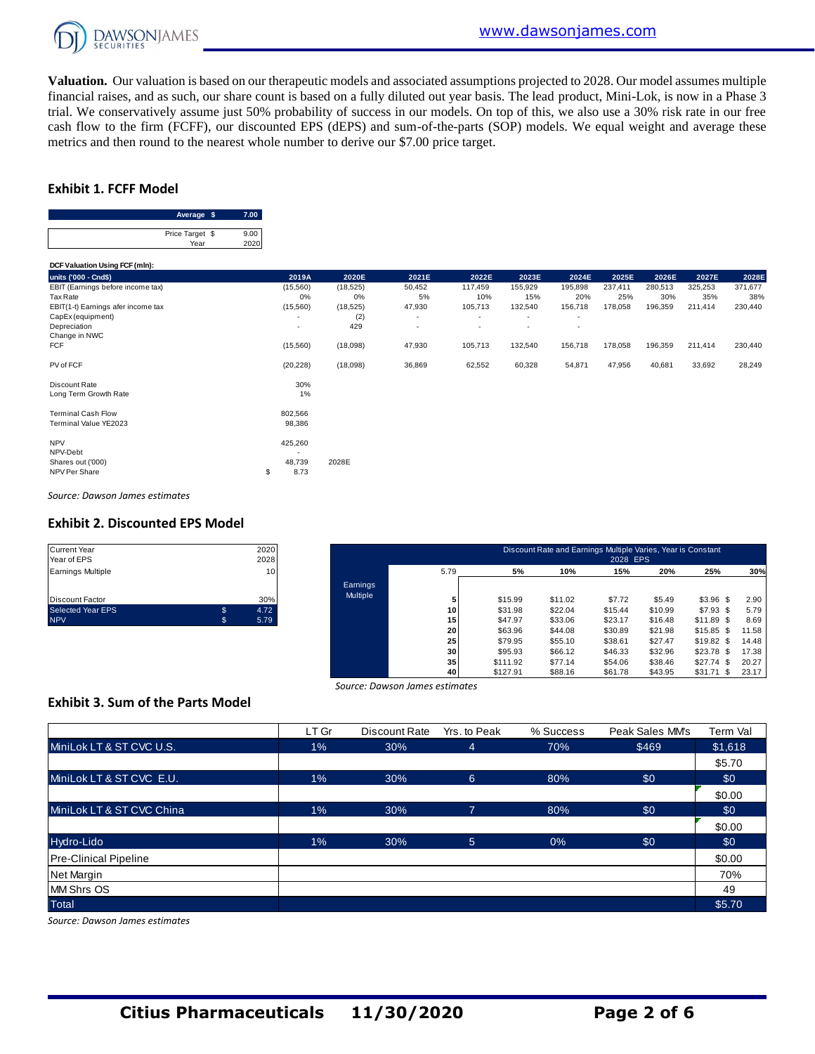**Valuation.** Our valuation is based on our therapeutic models and associated assumptions projected to 2028. Our model assumes multiple financial raises, and as such, our share count is based on a fully diluted out year basis. The lead product, Mini-Lok, is now in a Phase 3 trial. We conservatively assume just 50% probability of success in our models. On top of this, we also use a 30% risk rate in our free cash flow to the firm (FCFF), our discounted EPS (dEPS) and sum-of-the-parts (SOP) models. We equal weight and average these metrics and then round to the nearest whole number to derive our $7.00 price target.

## Exhibit 1. FCFF Model

| | |
|---|---|
| Average $ | 7.00 |
| Price Target $ | 9.00 |
| Year | 2020 |

**DCF Valuation Using FCF (mln):**

| units ('000 - Cnd$) | 2019A | 2020E | 2021E | 2022E | 2023E | 2024E | 2025E | 2026E | 2027E | 2028E |
|---|---|---|---|---|---|---|---|---|---|---|
| EBIT (Earnings before income tax) | (15,560) | (18,525) | 50,452 | 117,459 | 155,929 | 195,898 | 237,411 | 280,513 | 325,253 | 371,677 |
| Tax Rate | 0% | 0% | 5% | 10% | 15% | 20% | 25% | 30% | 35% | 38% |
| EBIT(1-t) Earnings afer income tax | (15,560) | (18,525) | 47,930 | 105,713 | 132,540 | 156,718 | 178,058 | 196,359 | 211,414 | 230,440 |
| CapEx (equipment) | - | (2) | - | - | - | - | | | | |
| Depreciation | - | 429 | - | - | - | - | | | | |
| Change in NWC | | | | | | | | | | |
| FCF | (15,560) | (18,098) | 47,930 | 105,713 | 132,540 | 156,718 | 178,058 | 196,359 | 211,414 | 230,440 |
| | | | | | | | | | | |
| PV of FCF | (20,228) | (18,098) | 36,869 | 62,552 | 60,328 | 54,871 | 47,956 | 40,681 | 33,692 | 28,249 |
| | | | | | | | | | | |
| Discount Rate | 30% | | | | | | | | | |
| Long Term Growth Rate | 1% | | | | | | | | | |
| | | | | | | | | | | |
| Terminal Cash Flow | 802,566 | | | | | | | | | |
| Terminal Value YE2023 | 98,386 | | | | | | | | | |
| | | | | | | | | | | |
| NPV | 425,260 | | | | | | | | | |
| NPV-Debt | - | | | | | | | | | |
| Shares out ('000) | 48,739 | 2028E | | | | | | | | |
| NPV Per Share | $ 8.73 | | | | | | | | | |

*Source: Dawson James estimates*

## Exhibit 2. Discounted EPS Model

| | |
|---|---|
| Current Year | 2020 |
| Year of EPS | 2028 |
| Earnings Multiple | 10 |
| Discount Factor | 30% |
| Selected Year EPS | $ 4.72 |
| NPV | $ 5.79 |

Discount Rate and Earnings Multiple Varies, Year is Constant — 2028 EPS

| | 5.79 | 5% | 10% | 15% | 20% | 25% | 30% |
|---|---|---|---|---|---|---|---|
| Earnings Multiple | 5 | $15.99 | $11.02 | $7.72 | $5.49 | $3.96 | $ 2.90 |
| | 10 | $31.98 | $22.04 | $15.44 | $10.99 | $7.93 | $ 5.79 |
| | 15 | $47.97 | $33.06 | $23.17 | $16.48 | $11.89 | $ 8.69 |
| | 20 | $63.96 | $44.08 | $30.89 | $21.98 | $15.85 | $ 11.58 |
| | 25 | $79.95 | $55.10 | $38.61 | $27.47 | $19.82 | $ 14.48 |
| | 30 | $95.93 | $66.12 | $46.33 | $32.96 | $23.78 | $ 17.38 |
| | 35 | $111.92 | $77.14 | $54.06 | $38.46 | $27.74 | $ 20.27 |
| | 40 | $127.91 | $88.16 | $61.78 | $43.95 | $31.71 | $ 23.17 |

*Source: Dawson James estimates*

## Exhibit 3. Sum of the Parts Model

| | LT Gr | Discount Rate | Yrs. to Peak | % Success | Peak Sales MM's | Term Val |
|---|---|---|---|---|---|---|
| MiniLok LT & ST CVC U.S. | 1% | 30% | 4 | 70% | $469 | $1,618 |
| | | | | | | $5.70 |
| MiniLok LT & ST CVC E.U. | 1% | 30% | 6 | 80% | $0 | $0 |
| | | | | | | $0.00 |
| MiniLok LT & ST CVC China | 1% | 30% | 7 | 80% | $0 | $0 |
| | | | | | | $0.00 |
| Hydro-Lido | 1% | 30% | 5 | 0% | $0 | $0 |
| Pre-Clinical Pipeline | | | | | | $0.00 |
| Net Margin | | | | | | 70% |
| MM Shrs OS | | | | | | 49 |
| Total | | | | | | $5.70 |

*Source: Dawson James estimates*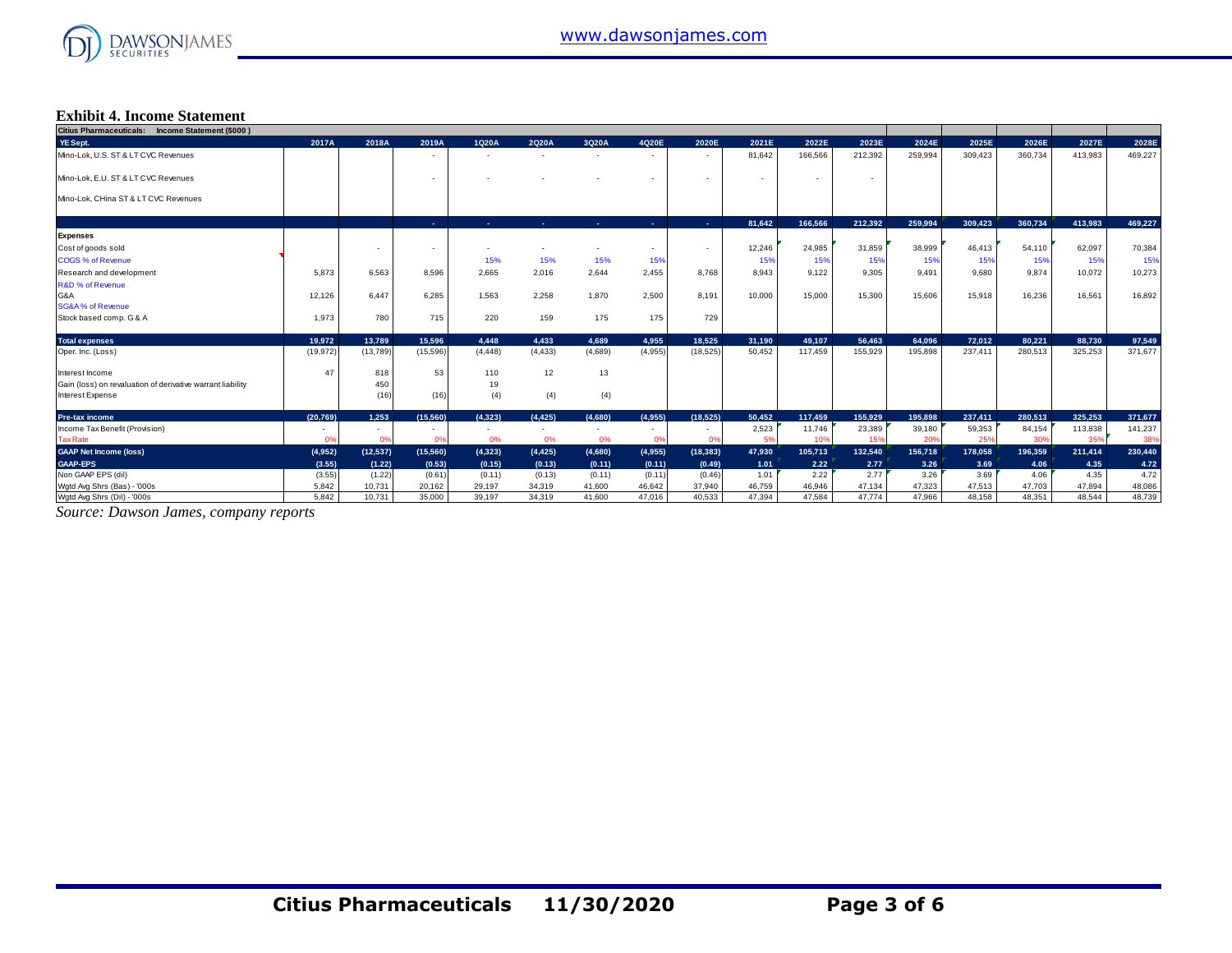## Exhibit 4. Income Statement

| Citius Pharmaceuticals: Income Statement ($000 ) | | | | | | | | | | | | | | | | |
|---|---|---|---|---|---|---|---|---|---|---|---|---|---|---|---|---|
| YE Sept. | 2017A | 2018A | 2019A | 1Q20A | 2Q20A | 3Q20A | 4Q20E | 2020E | 2021E | 2022E | 2023E | 2024E | 2025E | 2026E | 2027E | 2028E |
| Mino-Lok, U.S. ST & LT CVC Revenues | | | - | - | - | - | - | - | 81,642 | 166,566 | 212,392 | 259,994 | 309,423 | 360,734 | 413,983 | 469,227 |
| Mino-Lok, E.U. ST & LT CVC Revenues | | | - | - | - | - | - | - | - | - | - | | | | | |
| Mino-Lok, CHina ST & LT CVC Revenues | | | | | | | | | | | | | | | | |
| | | | - | - | - | - | - | - | 81,642 | 166,566 | 212,392 | 259,994 | 309,423 | 360,734 | 413,983 | 469,227 |
| **Expenses** | | | | | | | | | | | | | | | | |
| Cost of goods sold | | - | - | - | - | - | - | - | 12,246 | 24,985 | 31,859 | 38,999 | 46,413 | 54,110 | 62,097 | 70,384 |
| COGS % of Revenue | | | | 15% | 15% | 15% | 15% | | 15% | 15% | 15% | 15% | 15% | 15% | 15% | 15% |
| Research and development | 5,873 | 6,563 | 8,596 | 2,665 | 2,016 | 2,644 | 2,455 | 8,768 | 8,943 | 9,122 | 9,305 | 9,491 | 9,680 | 9,874 | 10,072 | 10,273 |
| R&D % of Revenue | | | | | | | | | | | | | | | | |
| G&A | 12,126 | 6,447 | 6,285 | 1,563 | 2,258 | 1,870 | 2,500 | 8,191 | 10,000 | 15,000 | 15,300 | 15,606 | 15,918 | 16,236 | 16,561 | 16,892 |
| SG&A % of Revenue | | | | | | | | | | | | | | | | |
| Stock based comp. G & A | 1,973 | 780 | 715 | 220 | 159 | 175 | 175 | 729 | | | | | | | | |
| **Total expenses** | 19,972 | 13,789 | 15,596 | 4,448 | 4,433 | 4,689 | 4,955 | 18,525 | 31,190 | 49,107 | 56,463 | 64,096 | 72,012 | 80,221 | 88,730 | 97,549 |
| Oper. Inc. (Loss) | (19,972) | (13,789) | (15,596) | (4,448) | (4,433) | (4,689) | (4,955) | (18,525) | 50,452 | 117,459 | 155,929 | 195,898 | 237,411 | 280,513 | 325,253 | 371,677 |
| Interest Income | 47 | 818 | 53 | 110 | 12 | 13 | | | | | | | | | | |
| Gain (loss) on revaluation of derivative warrant liability | | 450 | | 19 | | | | | | | | | | | | |
| Interest Expense | | (16) | (16) | (4) | (4) | (4) | | | | | | | | | | |
| **Pre-tax income** | (20,769) | 1,253 | (15,560) | (4,323) | (4,425) | (4,680) | (4,955) | (18,525) | 50,452 | 117,459 | 155,929 | 195,898 | 237,411 | 280,513 | 325,253 | 371,677 |
| Income Tax Benefit (Provision) | - | - | - | - | - | - | - | - | 2,523 | 11,746 | 23,389 | 39,180 | 59,353 | 84,154 | 113,838 | 141,237 |
| Tax Rate | 0% | 0% | 0% | 0% | 0% | 0% | 0% | 0% | 5% | 10% | 15% | 20% | 25% | 30% | 35% | 38% |
| **GAAP Net Income (loss)** | (4,952) | (12,537) | (15,560) | (4,323) | (4,425) | (4,680) | (4,955) | (18,383) | 47,930 | 105,713 | 132,540 | 156,718 | 178,058 | 196,359 | 211,414 | 230,440 |
| **GAAP-EPS** | (3.55) | (1.22) | (0.53) | (0.15) | (0.13) | (0.11) | (0.11) | (0.49) | 1.01 | 2.22 | 2.77 | 3.26 | 3.69 | 4.06 | 4.35 | 4.72 |
| Non GAAP EPS (dil) | (3.55) | (1.22) | (0.61) | (0.11) | (0.13) | (0.11) | (0.11) | (0.46) | 1.01 | 2.22 | 2.77 | 3.26 | 3.69 | 4.06 | 4.35 | 4.72 |
| Wgtd Avg Shrs (Bas) - '000s | 5,842 | 10,731 | 20,162 | 29,197 | 34,319 | 41,600 | 46,642 | 37,940 | 46,759 | 46,946 | 47,134 | 47,323 | 47,513 | 47,703 | 47,894 | 48,086 |
| Wgtd Avg Shrs (Dil) - '000s | 5,842 | 10,731 | 35,000 | 39,197 | 34,319 | 41,600 | 47,016 | 40,533 | 47,394 | 47,584 | 47,774 | 47,966 | 48,158 | 48,351 | 48,544 | 48,739 |

*Source: Dawson James, company reports*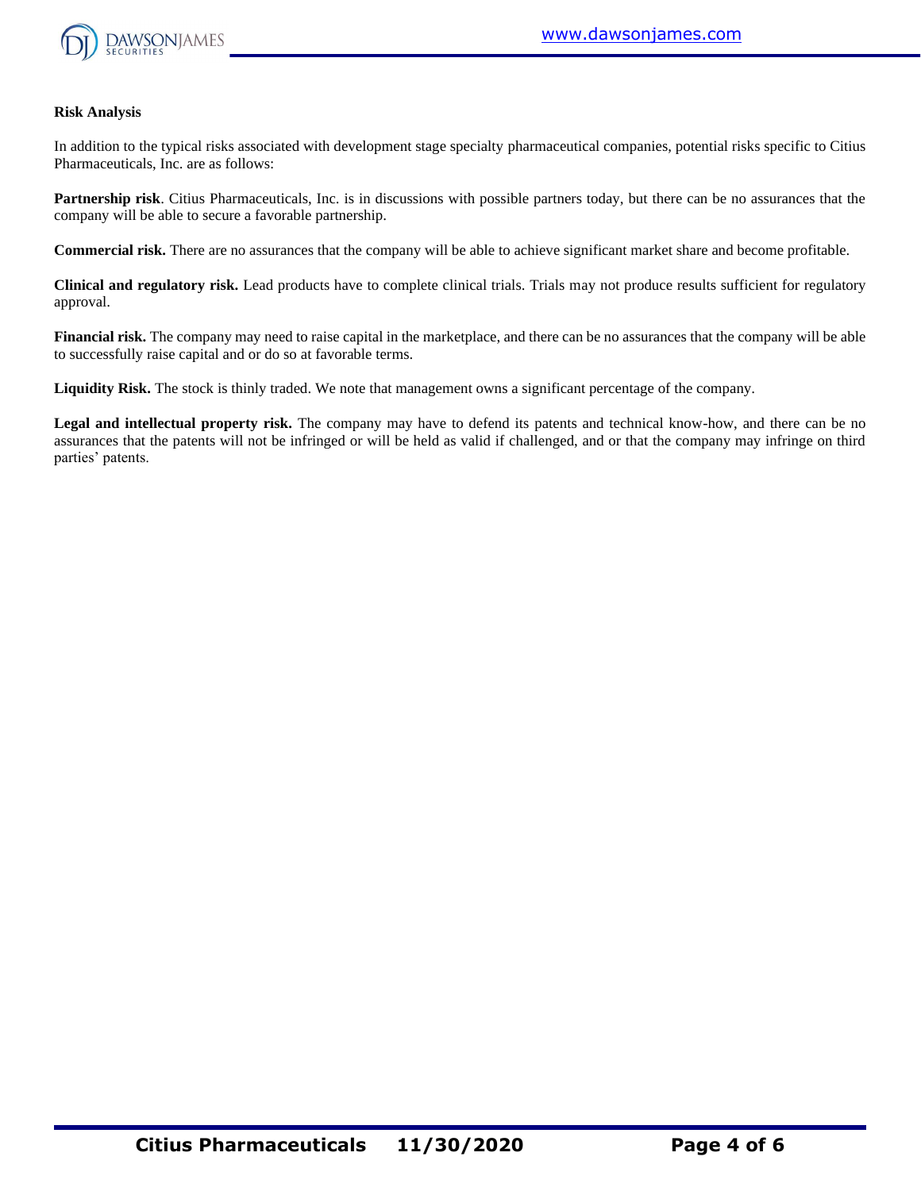**Risk Analysis**

In addition to the typical risks associated with development stage specialty pharmaceutical companies, potential risks specific to Citius Pharmaceuticals, Inc. are as follows:

**Partnership risk**. Citius Pharmaceuticals, Inc. is in discussions with possible partners today, but there can be no assurances that the company will be able to secure a favorable partnership.

**Commercial risk.** There are no assurances that the company will be able to achieve significant market share and become profitable.

**Clinical and regulatory risk.** Lead products have to complete clinical trials. Trials may not produce results sufficient for regulatory approval.

**Financial risk.** The company may need to raise capital in the marketplace, and there can be no assurances that the company will be able to successfully raise capital and or do so at favorable terms.

**Liquidity Risk.** The stock is thinly traded. We note that management owns a significant percentage of the company.

**Legal and intellectual property risk.** The company may have to defend its patents and technical know-how, and there can be no assurances that the patents will not be infringed or will be held as valid if challenged, and or that the company may infringe on third parties' patents.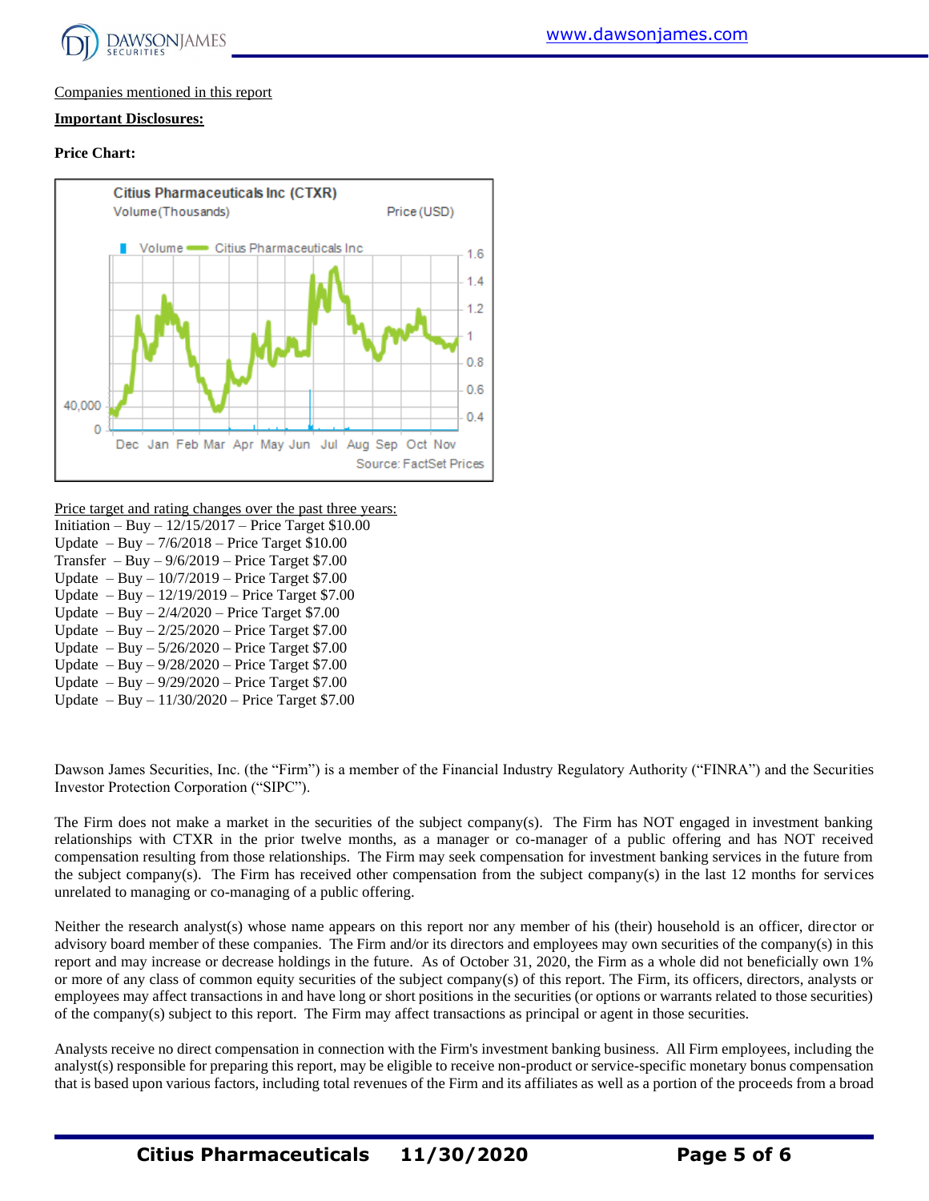Companies mentioned in this report

**Important Disclosures:**

**Price Chart:**

Price target and rating changes over the past three years:

Initiation – Buy – 12/15/2017 – Price Target $10.00
Update – Buy – 7/6/2018 – Price Target $10.00
Transfer – Buy – 9/6/2019 – Price Target $7.00
Update – Buy – 10/7/2019 – Price Target $7.00
Update – Buy – 12/19/2019 – Price Target $7.00
Update – Buy – 2/4/2020 – Price Target $7.00
Update – Buy – 2/25/2020 – Price Target $7.00
Update – Buy – 5/26/2020 – Price Target $7.00
Update – Buy – 9/28/2020 – Price Target $7.00
Update – Buy – 9/29/2020 – Price Target $7.00
Update – Buy – 11/30/2020 – Price Target $7.00

Dawson James Securities, Inc. (the "Firm") is a member of the Financial Industry Regulatory Authority ("FINRA") and the Securities Investor Protection Corporation ("SIPC").

The Firm does not make a market in the securities of the subject company(s). The Firm has NOT engaged in investment banking relationships with CTXR in the prior twelve months, as a manager or co-manager of a public offering and has NOT received compensation resulting from those relationships. The Firm may seek compensation for investment banking services in the future from the subject company(s). The Firm has received other compensation from the subject company(s) in the last 12 months for services unrelated to managing or co-managing of a public offering.

Neither the research analyst(s) whose name appears on this report nor any member of his (their) household is an officer, director or advisory board member of these companies. The Firm and/or its directors and employees may own securities of the company(s) in this report and may increase or decrease holdings in the future. As of October 31, 2020, the Firm as a whole did not beneficially own 1% or more of any class of common equity securities of the subject company(s) of this report. The Firm, its officers, directors, analysts or employees may affect transactions in and have long or short positions in the securities (or options or warrants related to those securities) of the company(s) subject to this report. The Firm may affect transactions as principal or agent in those securities.

Analysts receive no direct compensation in connection with the Firm's investment banking business. All Firm employees, including the analyst(s) responsible for preparing this report, may be eligible to receive non-product or service-specific monetary bonus compensation that is based upon various factors, including total revenues of the Firm and its affiliates as well as a portion of the proceeds from a broad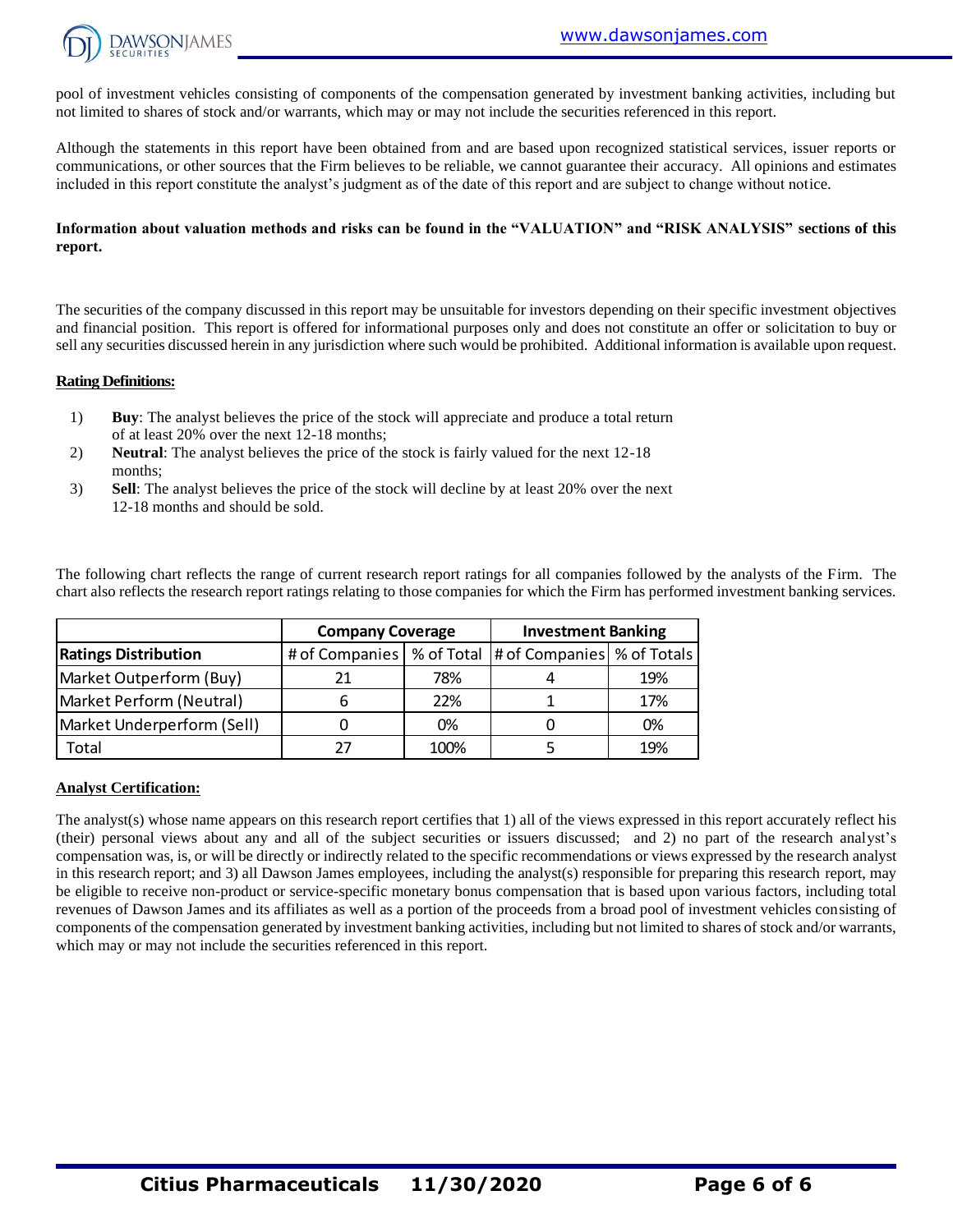pool of investment vehicles consisting of components of the compensation generated by investment banking activities, including but not limited to shares of stock and/or warrants, which may or may not include the securities referenced in this report.

Although the statements in this report have been obtained from and are based upon recognized statistical services, issuer reports or communications, or other sources that the Firm believes to be reliable, we cannot guarantee their accuracy. All opinions and estimates included in this report constitute the analyst's judgment as of the date of this report and are subject to change without notice.

**Information about valuation methods and risks can be found in the "VALUATION" and "RISK ANALYSIS" sections of this report.**

The securities of the company discussed in this report may be unsuitable for investors depending on their specific investment objectives and financial position. This report is offered for informational purposes only and does not constitute an offer or solicitation to buy or sell any securities discussed herein in any jurisdiction where such would be prohibited. Additional information is available upon request.

**Rating Definitions:**

1) **Buy**: The analyst believes the price of the stock will appreciate and produce a total return of at least 20% over the next 12-18 months;
2) **Neutral**: The analyst believes the price of the stock is fairly valued for the next 12-18 months;
3) **Sell**: The analyst believes the price of the stock will decline by at least 20% over the next 12-18 months and should be sold.

The following chart reflects the range of current research report ratings for all companies followed by the analysts of the Firm. The chart also reflects the research report ratings relating to those companies for which the Firm has performed investment banking services.

| | **Company Coverage** | | **Investment Banking** | |
|---|---|---|---|---|
| **Ratings Distribution** | # of Companies | % of Total | # of Companies | % of Totals |
| Market Outperform (Buy) | 21 | 78% | 4 | 19% |
| Market Perform (Neutral) | 6 | 22% | 1 | 17% |
| Market Underperform (Sell) | 0 | 0% | 0 | 0% |
| Total | 27 | 100% | 5 | 19% |

**Analyst Certification:**

The analyst(s) whose name appears on this research report certifies that 1) all of the views expressed in this report accurately reflect his (their) personal views about any and all of the subject securities or issuers discussed; and 2) no part of the research analyst's compensation was, is, or will be directly or indirectly related to the specific recommendations or views expressed by the research analyst in this research report; and 3) all Dawson James employees, including the analyst(s) responsible for preparing this research report, may be eligible to receive non-product or service-specific monetary bonus compensation that is based upon various factors, including total revenues of Dawson James and its affiliates as well as a portion of the proceeds from a broad pool of investment vehicles consisting of components of the compensation generated by investment banking activities, including but not limited to shares of stock and/or warrants, which may or may not include the securities referenced in this report.